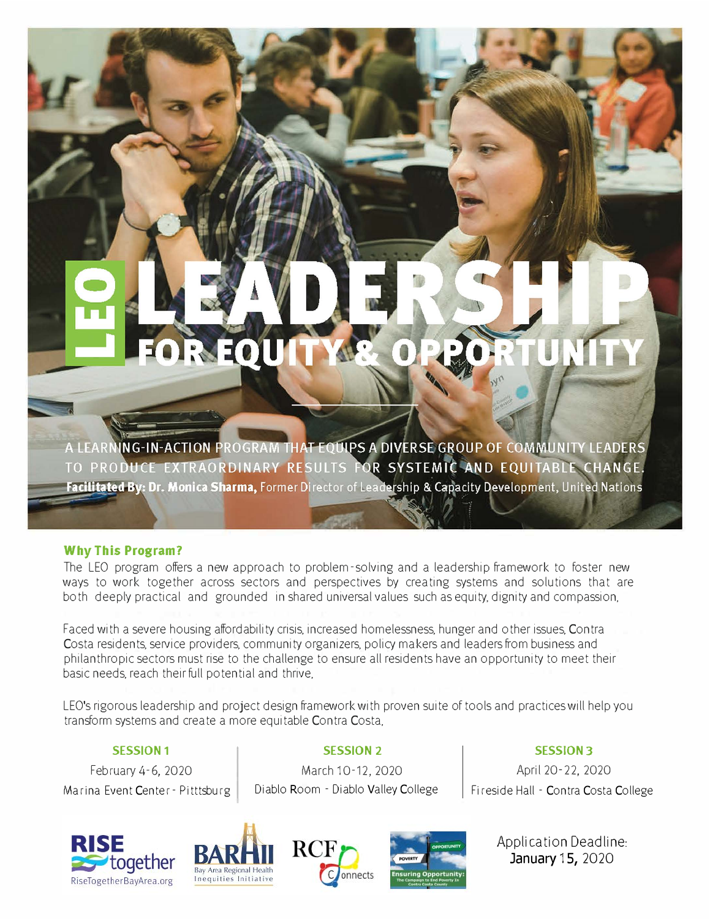# LEO LEADERSHIP FOR EQUITY & OPPORTUNITY

A LEARNING-IN-ACTION PROGRAM THAT EQUIPS A DIVERSE GROUP OF COMMUNITY LEADERS TO PRODUCE EXTRAORDINARY RESULTS FOR SYSTEMIC AND EQUITABLE CHANGE.

**Facilitated By: Dr. Monica Sharma,** Former Director of Leadership & Capacity Development, United Nations

## Why This Program?

The LEO program offers a new approach to problem-solving and a leadership framework to foster new ways to work together across sectors and perspectives by creating systems and solutions that are both deeply practical and grounded in shared universal values such as equity, dignity and compassion.

Faced with a severe housing affordability crisis, increased homelessness, hunger and other issues, Contra Costa residents, service providers, community organizers, policy makers and leaders from business and philanthropic sectors must rise to the challenge to ensure all residents have an opportunity to meet their basic needs, reach their full potential and thrive.

LEO's rigorous leadership and project design framework with proven suite of tools and practices will help you transform systems and create a more equitable Contra Costa.

**SESSION 1**
February 4-6, 2020
Marina Event Center - Pittsburg

**SESSION 2**
March 10-12, 2020
Diablo Room - Diablo Valley College

**SESSION 3**
April 20-22, 2020
Fireside Hall - Contra Costa College

RISE together — RiseTogetherBayArea.org | BARHII — Bay Area Regional Health Inequities Initiative | RCF Connects | Ensuring Opportunity: The Campaign to End Poverty in Contra Costa County

Application Deadline:
**January 15,** 2020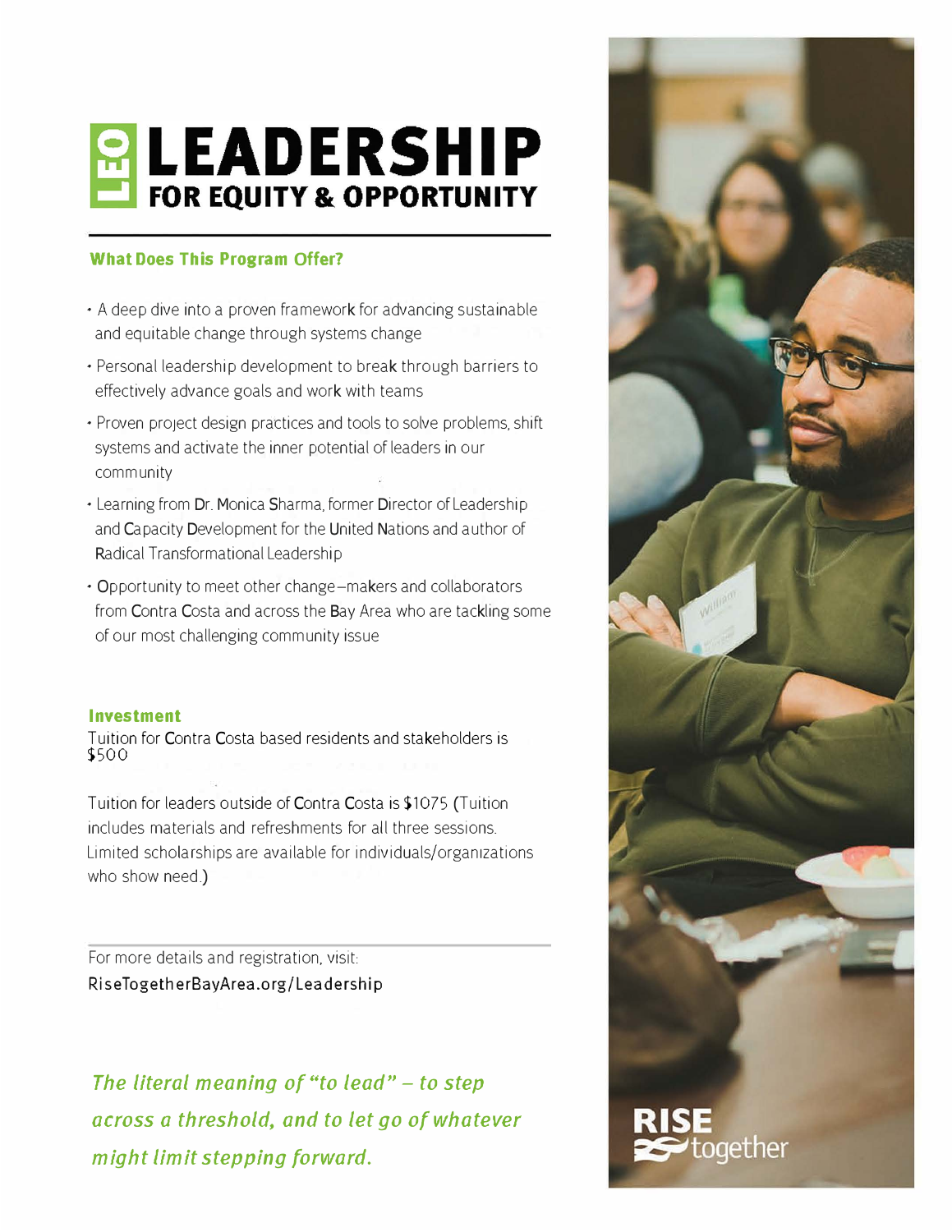# LEO LEADERSHIP FOR EQUITY & OPPORTUNITY

### What Does This Program Offer?

- A deep dive into a proven framework for advancing sustainable and equitable change through systems change
- Personal leadership development to break through barriers to effectively advance goals and work with teams
- Proven project design practices and tools to solve problems, shift systems and activate the inner potential of leaders in our community
- Learning from Dr. Monica Sharma, former Director of Leadership and Capacity Development for the United Nations and author of Radical Transformational Leadership
- Opportunity to meet other change–makers and collaborators from Contra Costa and across the Bay Area who are tackling some of our most challenging community issue

### Investment

Tuition for Contra Costa based residents and stakeholders is $500

Tuition for leaders outside of Contra Costa is $1075 (Tuition includes materials and refreshments for all three sessions. Limited scholarships are available for individuals/organizations who show need.)

For more details and registration, visit:
RiseTogetherBayArea.org/Leadership

***The literal meaning of "to lead" – to step across a threshold, and to let go of whatever might limit stepping forward.***

RISE together